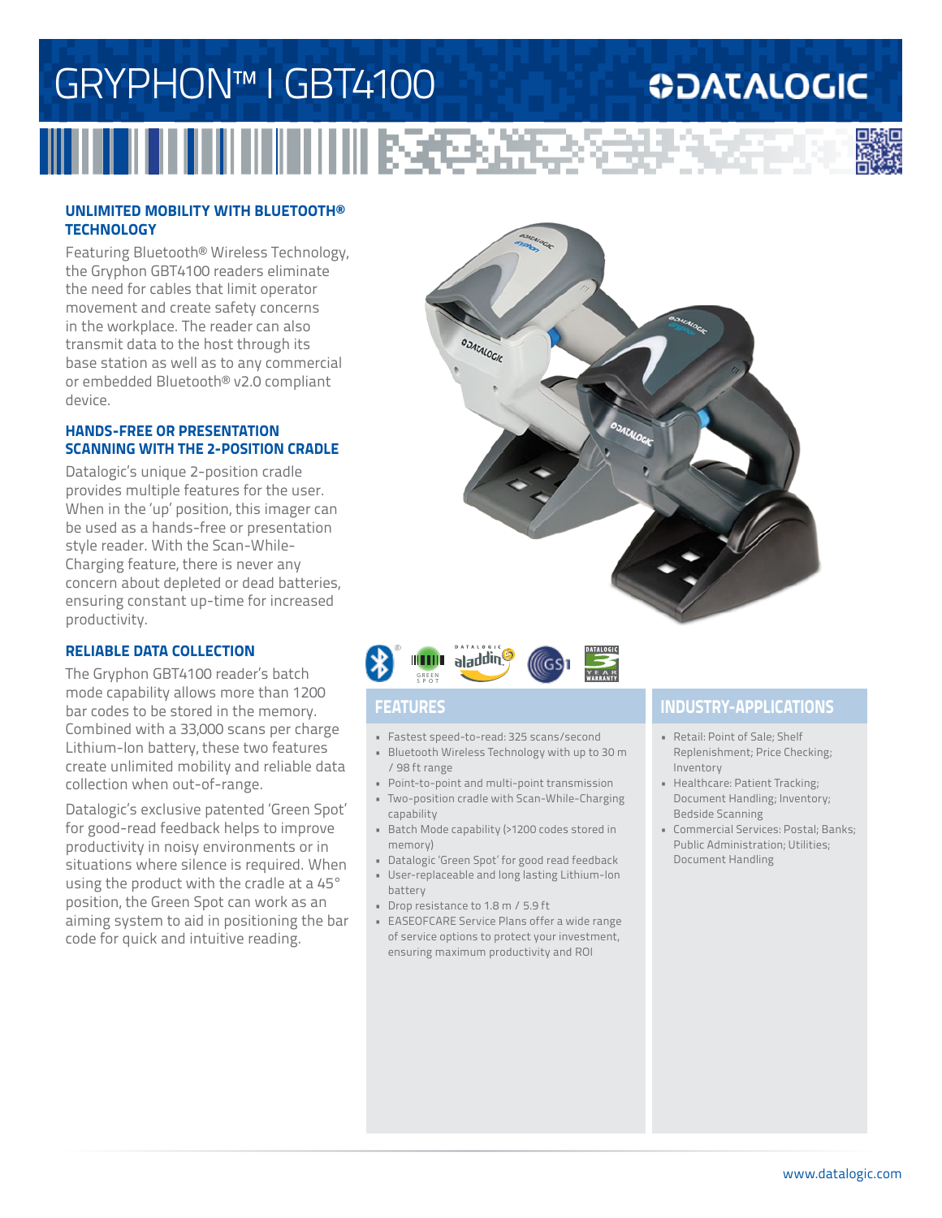# GRYPHON™ I GBT4100

## UNLIMITED MOBILITY WITH BLUETOOTH® TECHNOLOGY

Featuring Bluetooth® Wireless Technology, the Gryphon GBT4100 readers eliminate the need for cables that limit operator movement and create safety concerns in the workplace. The reader can also transmit data to the host through its base station as well as to any commercial or embedded Bluetooth® v2.0 compliant device.

## HANDS-FREE OR PRESENTATION SCANNING WITH THE 2-POSITION CRADLE

Datalogic's unique 2-position cradle provides multiple features for the user. When in the 'up' position, this imager can be used as a hands-free or presentation style reader. With the Scan-While-Charging feature, there is never any concern about depleted or dead batteries, ensuring constant up-time for increased productivity.

## RELIABLE DATA COLLECTION

The Gryphon GBT4100 reader's batch mode capability allows more than 1200 bar codes to be stored in the memory. Combined with a 33,000 scans per charge Lithium-Ion battery, these two features create unlimited mobility and reliable data collection when out-of-range.

Datalogic's exclusive patented 'Green Spot' for good-read feedback helps to improve productivity in noisy environments or in situations where silence is required. When using the product with the cradle at a 45° position, the Green Spot can work as an aiming system to aid in positioning the bar code for quick and intuitive reading.

## FEATURES

- Fastest speed-to-read: 325 scans/second
- Bluetooth Wireless Technology with up to 30 m / 98 ft range
- Point-to-point and multi-point transmission
- Two-position cradle with Scan-While-Charging capability
- Batch Mode capability (>1200 codes stored in memory)
- Datalogic 'Green Spot' for good read feedback
- User-replaceable and long lasting Lithium-Ion battery
- Drop resistance to 1.8 m / 5.9 ft
- EASEOFCARE Service Plans offer a wide range of service options to protect your investment, ensuring maximum productivity and ROI

## INDUSTRY-APPLICATIONS

- Retail: Point of Sale; Shelf Replenishment; Price Checking; Inventory
- Healthcare: Patient Tracking; Document Handling; Inventory; Bedside Scanning
- Commercial Services: Postal; Banks; Public Administration; Utilities; Document Handling

www.datalogic.com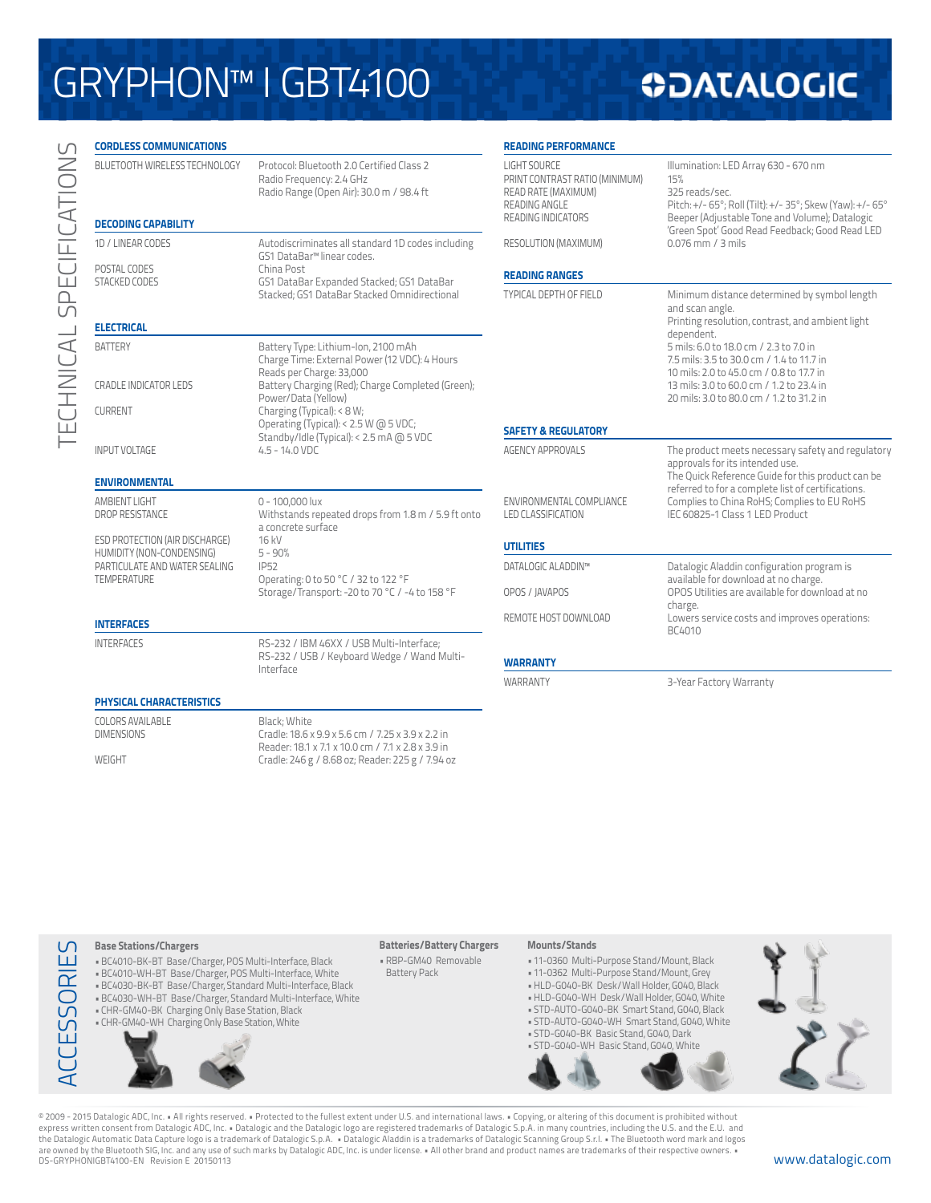# GRYPHON™ | GBT4100

## TECHNICAL SPECIFICATIONS

### CORDLESS COMMUNICATIONS

| | |
|---|---|
| BLUETOOTH WIRELESS TECHNOLOGY | Protocol: Bluetooth 2.0 Certified Class 2<br>Radio Frequency: 2.4 GHz<br>Radio Range (Open Air): 30.0 m / 98.4 ft |

### DECODING CAPABILITY

| | |
|---|---|
| 1D / LINEAR CODES | Autodiscriminates all standard 1D codes including GS1 DataBar™ linear codes. |
| POSTAL CODES | China Post |
| STACKED CODES | GS1 DataBar Expanded Stacked; GS1 DataBar Stacked; GS1 DataBar Stacked Omnidirectional |

### ELECTRICAL

| | |
|---|---|
| BATTERY | Battery Type: Lithium-Ion, 2100 mAh<br>Charge Time: External Power (12 VDC): 4 Hours<br>Reads per Charge: 33,000 |
| CRADLE INDICATOR LEDS | Battery Charging (Red); Charge Completed (Green); Power/Data (Yellow) |
| CURRENT | Charging (Typical): < 8 W;<br>Operating (Typical): < 2.5 W @ 5 VDC;<br>Standby/Idle (Typical): < 2.5 mA @ 5 VDC |
| INPUT VOLTAGE | 4.5 - 14.0 VDC |

### ENVIRONMENTAL

| | |
|---|---|
| AMBIENT LIGHT | 0 - 100,000 lux |
| DROP RESISTANCE | Withstands repeated drops from 1.8 m / 5.9 ft onto a concrete surface |
| ESD PROTECTION (AIR DISCHARGE) | 16 kV |
| HUMIDITY (NON-CONDENSING) | 5 - 90% |
| PARTICULATE AND WATER SEALING | IP52 |
| TEMPERATURE | Operating: 0 to 50 °C / 32 to 122 °F<br>Storage/Transport: -20 to 70 °C / -4 to 158 °F |

### INTERFACES

| | |
|---|---|
| INTERFACES | RS-232 / IBM 46XX / USB Multi-Interface;<br>RS-232 / USB / Keyboard Wedge / Wand Multi-Interface |

### PHYSICAL CHARACTERISTICS

| | |
|---|---|
| COLORS AVAILABLE | Black; White |
| DIMENSIONS | Cradle: 18.6 x 9.9 x 5.6 cm / 7.25 x 3.9 x 2.2 in<br>Reader: 18.1 x 7.1 x 10.0 cm / 7.1 x 2.8 x 3.9 in |
| WEIGHT | Cradle: 246 g / 8.68 oz; Reader: 225 g / 7.94 oz |

### READING PERFORMANCE

| | |
|---|---|
| LIGHT SOURCE | Illumination: LED Array 630 - 670 nm |
| PRINT CONTRAST RATIO (MINIMUM) | 15% |
| READ RATE (MAXIMUM) | 325 reads/sec. |
| READING ANGLE | Pitch: +/- 65°; Roll (Tilt): +/- 35°; Skew (Yaw): +/- 65° |
| READING INDICATORS | Beeper (Adjustable Tone and Volume); Datalogic 'Green Spot' Good Read Feedback; Good Read LED |
| RESOLUTION (MAXIMUM) | 0.076 mm / 3 mils |

### READING RANGES

| | |
|---|---|
| TYPICAL DEPTH OF FIELD | Minimum distance determined by symbol length and scan angle.<br>Printing resolution, contrast, and ambient light dependent.<br>5 mils: 6.0 to 18.0 cm / 2.3 to 7.0 in<br>7.5 mils: 3.5 to 30.0 cm / 1.4 to 11.7 in<br>10 mils: 2.0 to 45.0 cm / 0.8 to 17.7 in<br>13 mils: 3.0 to 60.0 cm / 1.2 to 23.4 in<br>20 mils: 3.0 to 80.0 cm / 1.2 to 31.2 in |

### SAFETY & REGULATORY

| | |
|---|---|
| AGENCY APPROVALS | The product meets necessary safety and regulatory approvals for its intended use.<br>The Quick Reference Guide for this product can be referred to for a complete list of certifications. |
| ENVIRONMENTAL COMPLIANCE | Complies to China RoHS; Complies to EU RoHS |
| LED CLASSIFICATION | IEC 60825-1 Class 1 LED Product |

### UTILITIES

| | |
|---|---|
| DATALOGIC ALADDIN™ | Datalogic Aladdin configuration program is available for download at no charge. |
| OPOS / JAVAPOS | OPOS Utilities are available for download at no charge. |
| REMOTE HOST DOWNLOAD | Lowers service costs and improves operations: BC4010 |

### WARRANTY

| | |
|---|---|
| WARRANTY | 3-Year Factory Warranty |

## ACCESSORIES

### Base Stations/Chargers

- BC4010-BK-BT Base/Charger, POS Multi-Interface, Black
- BC4010-WH-BT Base/Charger, POS Multi-Interface, White
- BC4030-BK-BT Base/Charger, Standard Multi-Interface, Black
- BC4030-WH-BT Base/Charger, Standard Multi-Interface, White
- CHR-GM40-BK Charging Only Base Station, Black
- CHR-GM40-WH Charging Only Base Station, White

### Batteries/Battery Chargers

- RBP-GM40 Removable Battery Pack

### Mounts/Stands

- 11-0360 Multi-Purpose Stand/Mount, Black
- 11-0362 Multi-Purpose Stand/Mount, Grey
- HLD-G040-BK Desk/Wall Holder, G040, Black
- HLD-G040-WH Desk/Wall Holder, G040, White
- STD-AUTO-G040-BK Smart Stand, G040, Black
- STD-AUTO-G040-WH Smart Stand, G040, White
- STD-G040-BK Basic Stand, G040, Dark
- STD-G040-WH Basic Stand, G040, White

© 2009 - 2015 Datalogic ADC, Inc. • All rights reserved. • Protected to the fullest extent under U.S. and international laws. • Copying, or altering of this document is prohibited without express written consent from Datalogic ADC, Inc. • Datalogic and the Datalogic logo are registered trademarks of Datalogic S.p.A. in many countries, including the U.S. and the E.U. and the Datalogic Automatic Data Capture logo is a trademark of Datalogic S.p.A. • Datalogic Aladdin is a trademarks of Datalogic Scanning Group S.r.l. • The Bluetooth word mark and logos are owned by the Bluetooth SIG, Inc. and any use of such marks by Datalogic ADC, Inc. is under license. • All other brand and product names are trademarks of their respective owners. •
DS-GRYPHONIGBT4100-EN Revision E 20150113

www.datalogic.com